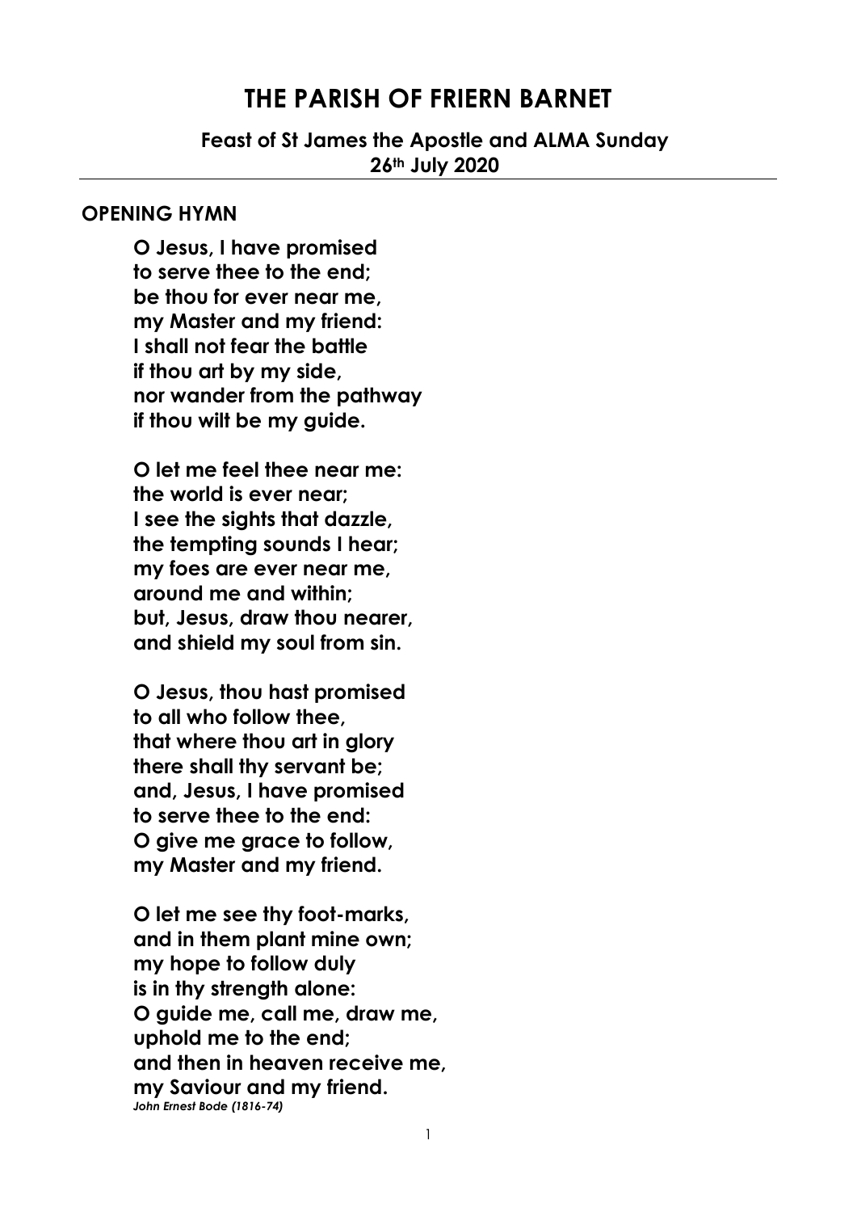# THE PARISH OF FRIERN BARNET

**Feast of St James the Apostle and ALMA Sunday**
**26th July 2020**

## OPENING HYMN

**O Jesus, I have promised**
**to serve thee to the end;**
**be thou for ever near me,**
**my Master and my friend:**
**I shall not fear the battle**
**if thou art by my side,**
**nor wander from the pathway**
**if thou wilt be my guide.**

**O let me feel thee near me:**
**the world is ever near;**
**I see the sights that dazzle,**
**the tempting sounds I hear;**
**my foes are ever near me,**
**around me and within;**
**but, Jesus, draw thou nearer,**
**and shield my soul from sin.**

**O Jesus, thou hast promised**
**to all who follow thee,**
**that where thou art in glory**
**there shall thy servant be;**
**and, Jesus, I have promised**
**to serve thee to the end:**
**O give me grace to follow,**
**my Master and my friend.**

**O let me see thy foot-marks,**
**and in them plant mine own;**
**my hope to follow duly**
**is in thy strength alone:**
**O guide me, call me, draw me,**
**uphold me to the end;**
**and then in heaven receive me,**
**my Saviour and my friend.**
***John Ernest Bode (1816-74)***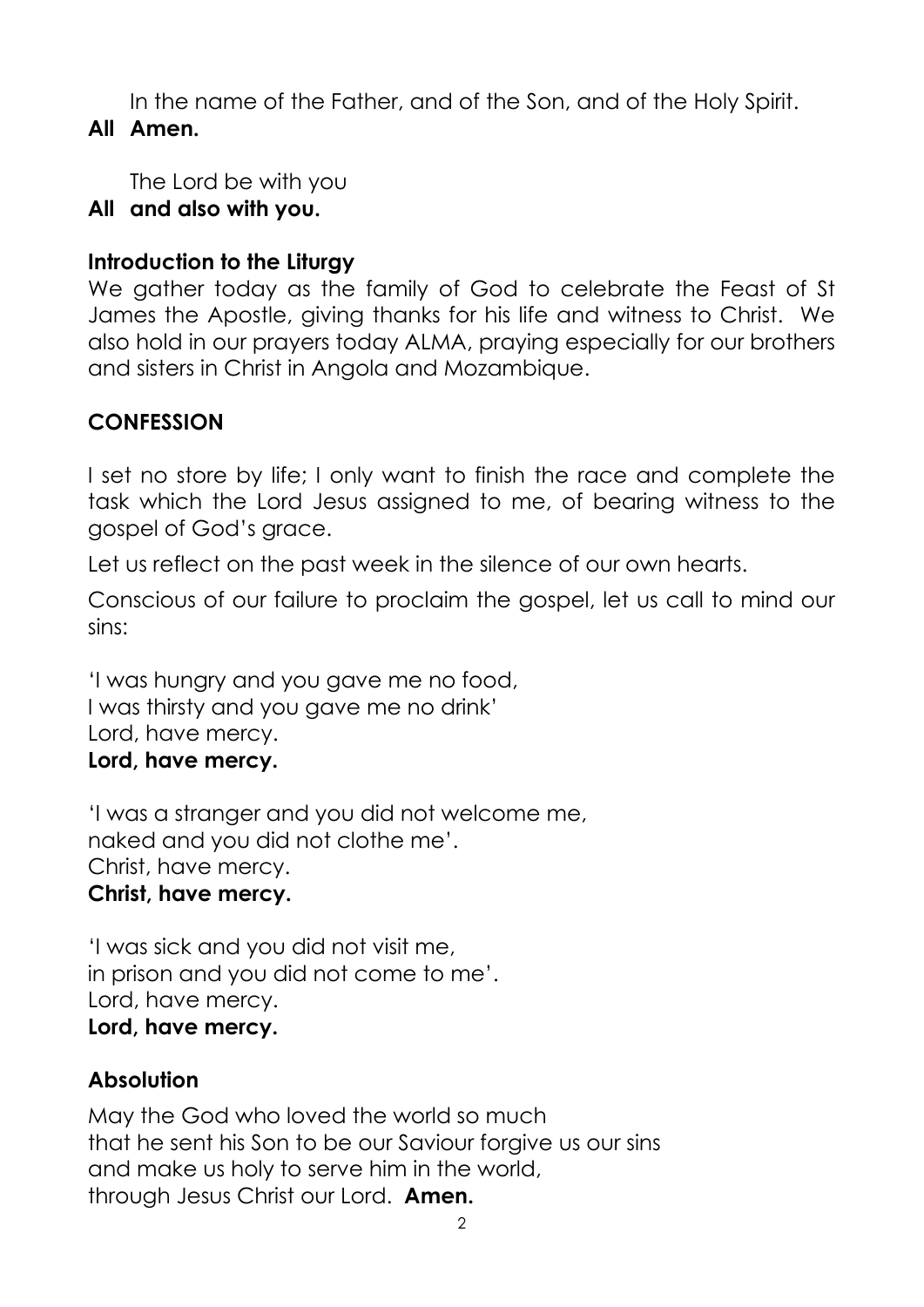In the name of the Father, and of the Son, and of the Holy Spirit.

**All Amen.**

The Lord be with you

**All and also with you.**

## Introduction to the Liturgy

We gather today as the family of God to celebrate the Feast of St James the Apostle, giving thanks for his life and witness to Christ. We also hold in our prayers today ALMA, praying especially for our brothers and sisters in Christ in Angola and Mozambique.

## CONFESSION

I set no store by life; I only want to finish the race and complete the task which the Lord Jesus assigned to me, of bearing witness to the gospel of God's grace.

Let us reflect on the past week in the silence of our own hearts.

Conscious of our failure to proclaim the gospel, let us call to mind our sins:

'I was hungry and you gave me no food,
I was thirsty and you gave me no drink'
Lord, have mercy.
**Lord, have mercy.**

'I was a stranger and you did not welcome me,
naked and you did not clothe me'.
Christ, have mercy.
**Christ, have mercy.**

'I was sick and you did not visit me,
in prison and you did not come to me'.
Lord, have mercy.
**Lord, have mercy.**

## Absolution

May the God who loved the world so much
that he sent his Son to be our Saviour forgive us our sins
and make us holy to serve him in the world,
through Jesus Christ our Lord. **Amen.**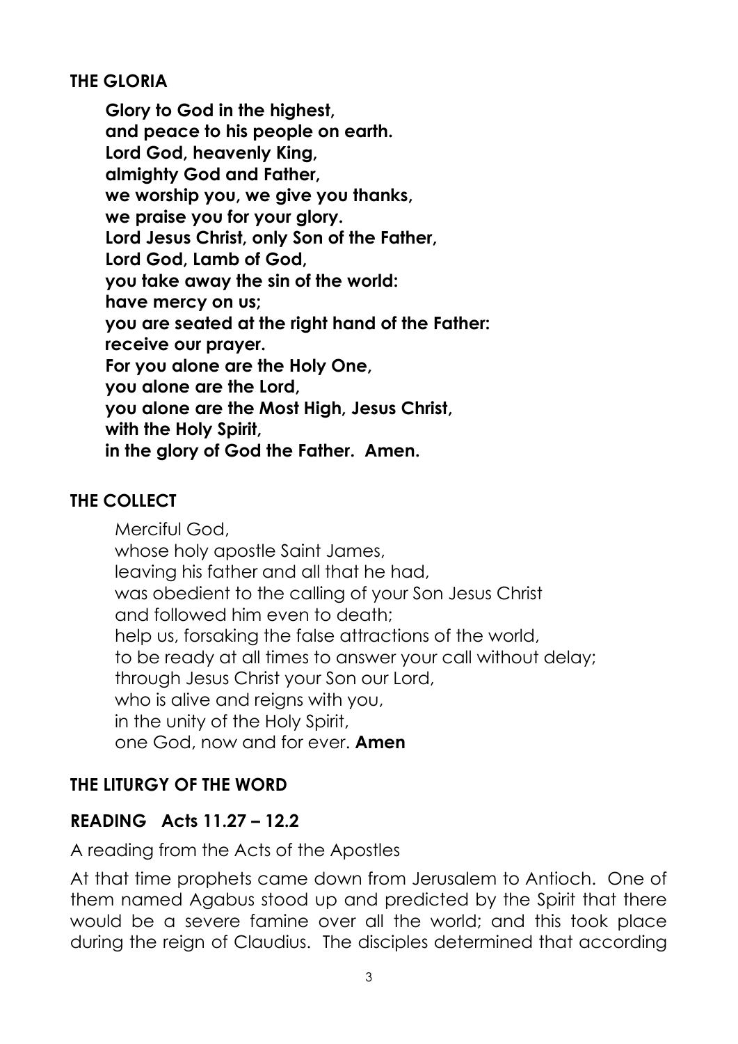## THE GLORIA

**Glory to God in the highest,**
**and peace to his people on earth.**
**Lord God, heavenly King,**
**almighty God and Father,**
**we worship you, we give you thanks,**
**we praise you for your glory.**
**Lord Jesus Christ, only Son of the Father,**
**Lord God, Lamb of God,**
**you take away the sin of the world:**
**have mercy on us;**
**you are seated at the right hand of the Father:**
**receive our prayer.**
**For you alone are the Holy One,**
**you alone are the Lord,**
**you alone are the Most High, Jesus Christ,**
**with the Holy Spirit,**
**in the glory of God the Father. Amen.**

## THE COLLECT

Merciful God,
whose holy apostle Saint James,
leaving his father and all that he had,
was obedient to the calling of your Son Jesus Christ
and followed him even to death;
help us, forsaking the false attractions of the world,
to be ready at all times to answer your call without delay;
through Jesus Christ your Son our Lord,
who is alive and reigns with you,
in the unity of the Holy Spirit,
one God, now and for ever. **Amen**

## THE LITURGY OF THE WORD

## READING Acts 11.27 – 12.2

A reading from the Acts of the Apostles

At that time prophets came down from Jerusalem to Antioch. One of them named Agabus stood up and predicted by the Spirit that there would be a severe famine over all the world; and this took place during the reign of Claudius. The disciples determined that according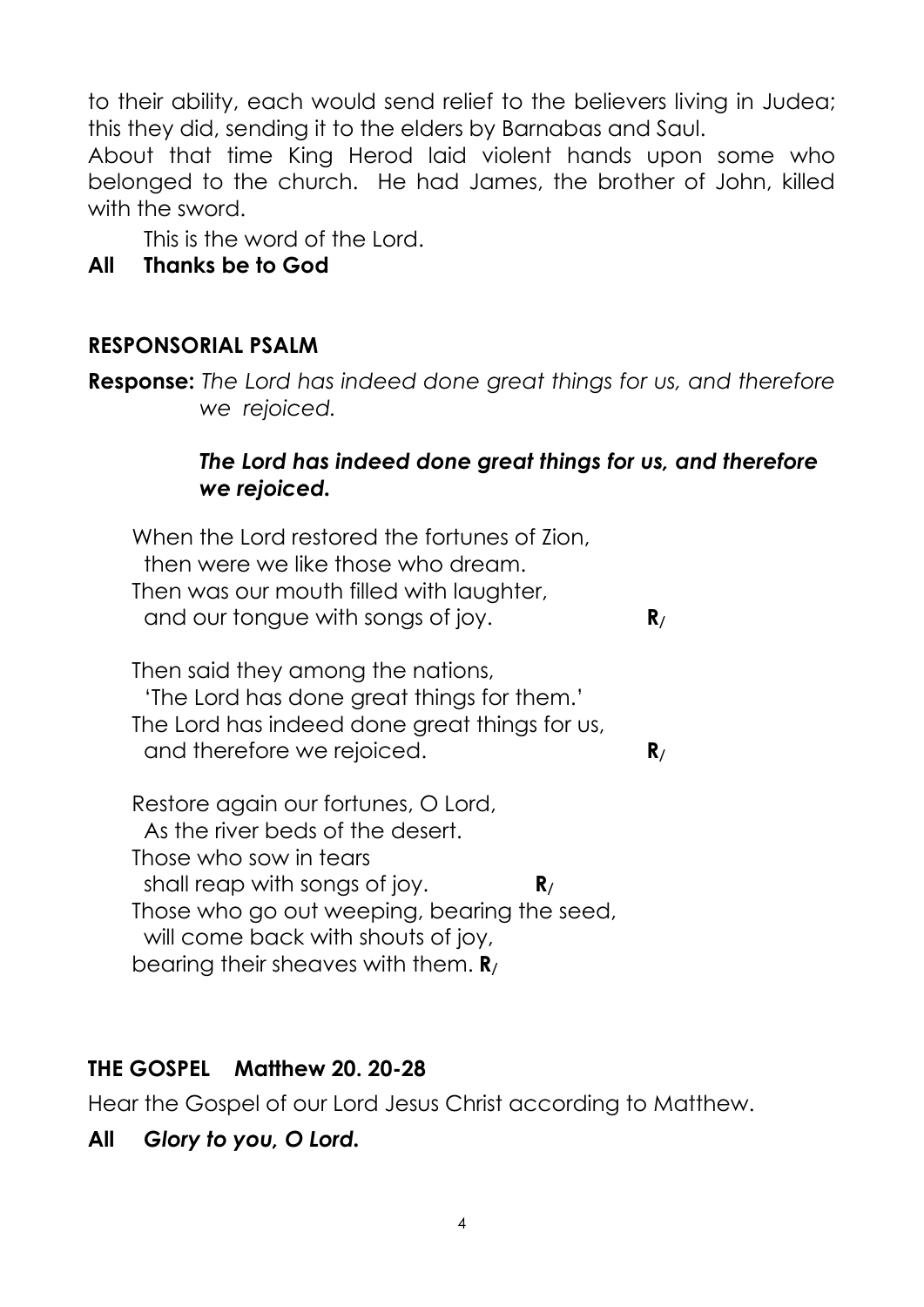to their ability, each would send relief to the believers living in Judea; this they did, sending it to the elders by Barnabas and Saul.

About that time King Herod laid violent hands upon some who belonged to the church. He had James, the brother of John, killed with the sword.

This is the word of the Lord.

**All Thanks be to God**

## RESPONSORIAL PSALM

**Response:** *The Lord has indeed done great things for us, and therefore we rejoiced.*

***The Lord has indeed done great things for us, and therefore we rejoiced.***

When the Lord restored the fortunes of Zion,
then were we like those who dream.
Then was our mouth filled with laughter,
and our tongue with songs of joy. **R/**

Then said they among the nations,
'The Lord has done great things for them.'
The Lord has indeed done great things for us,
and therefore we rejoiced. **R/**

Restore again our fortunes, O Lord,
As the river beds of the desert.
Those who sow in tears
shall reap with songs of joy. **R/**
Those who go out weeping, bearing the seed,
will come back with shouts of joy,
bearing their sheaves with them. **R/**

## THE GOSPEL Matthew 20. 20-28

Hear the Gospel of our Lord Jesus Christ according to Matthew.

**All *Glory to you, O Lord.***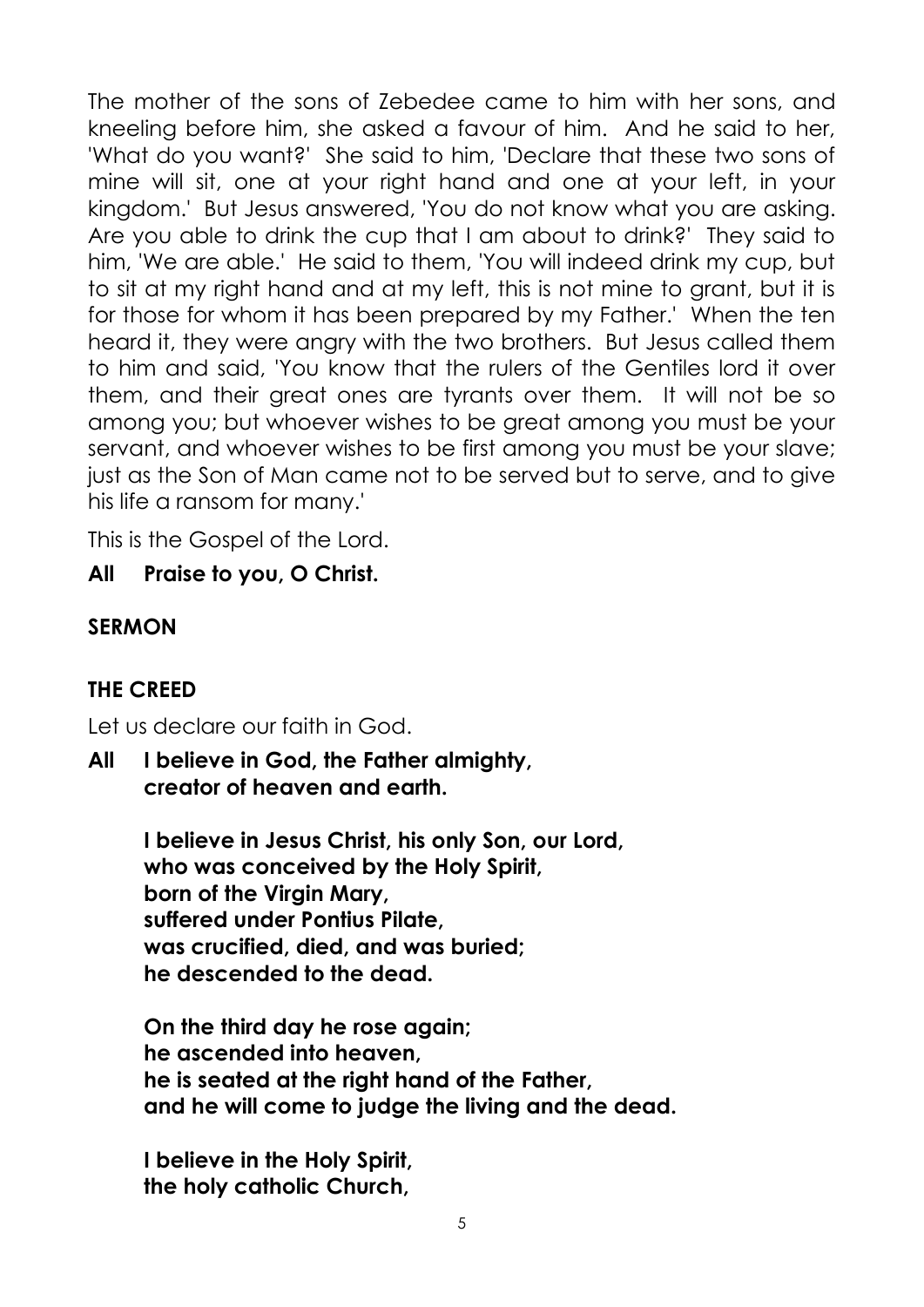The mother of the sons of Zebedee came to him with her sons, and kneeling before him, she asked a favour of him. And he said to her, 'What do you want?' She said to him, 'Declare that these two sons of mine will sit, one at your right hand and one at your left, in your kingdom.' But Jesus answered, 'You do not know what you are asking. Are you able to drink the cup that I am about to drink?' They said to him, 'We are able.' He said to them, 'You will indeed drink my cup, but to sit at my right hand and at my left, this is not mine to grant, but it is for those for whom it has been prepared by my Father.' When the ten heard it, they were angry with the two brothers. But Jesus called them to him and said, 'You know that the rulers of the Gentiles lord it over them, and their great ones are tyrants over them. It will not be so among you; but whoever wishes to be great among you must be your servant, and whoever wishes to be first among you must be your slave; just as the Son of Man came not to be served but to serve, and to give his life a ransom for many.'

This is the Gospel of the Lord.

**All Praise to you, O Christ.**

**SERMON**

**THE CREED**

Let us declare our faith in God.

**All I believe in God, the Father almighty,**
**creator of heaven and earth.**

**I believe in Jesus Christ, his only Son, our Lord,**
**who was conceived by the Holy Spirit,**
**born of the Virgin Mary,**
**suffered under Pontius Pilate,**
**was crucified, died, and was buried;**
**he descended to the dead.**

**On the third day he rose again;**
**he ascended into heaven,**
**he is seated at the right hand of the Father,**
**and he will come to judge the living and the dead.**

**I believe in the Holy Spirit,**
**the holy catholic Church,**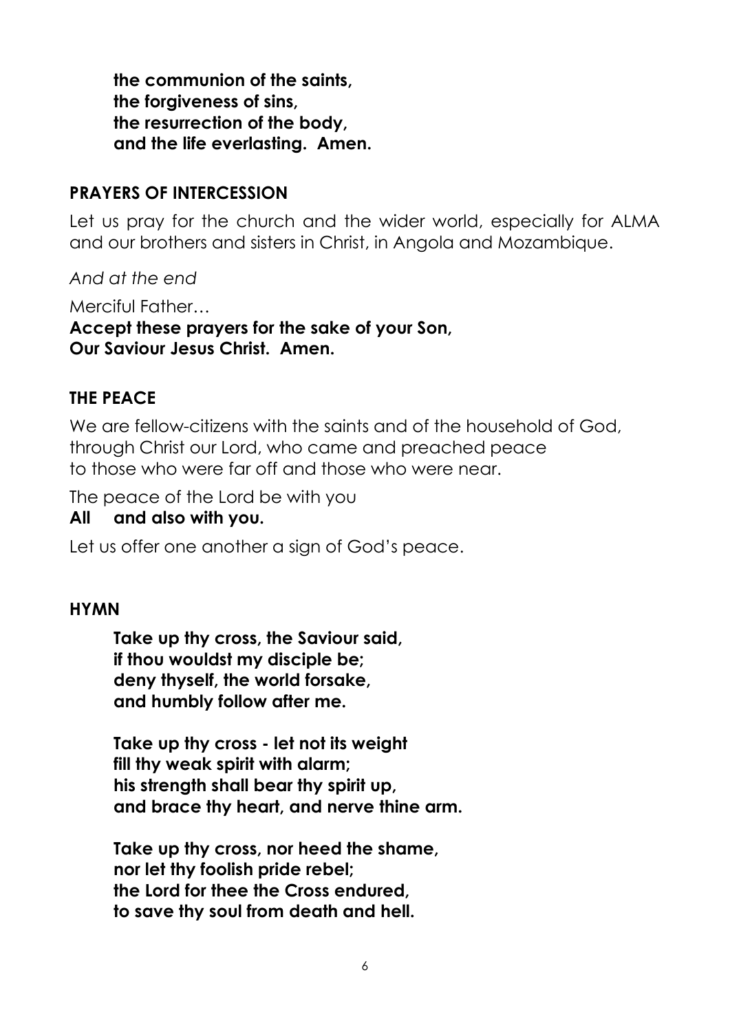**the communion of the saints,**
**the forgiveness of sins,**
**the resurrection of the body,**
**and the life everlasting. Amen.**

## PRAYERS OF INTERCESSION

Let us pray for the church and the wider world, especially for ALMA and our brothers and sisters in Christ, in Angola and Mozambique.

*And at the end*

Merciful Father…
**Accept these prayers for the sake of your Son,**
**Our Saviour Jesus Christ. Amen.**

## THE PEACE

We are fellow-citizens with the saints and of the household of God,
through Christ our Lord, who came and preached peace
to those who were far off and those who were near.

The peace of the Lord be with you
**All and also with you.**

Let us offer one another a sign of God's peace.

## HYMN

**Take up thy cross, the Saviour said,**
**if thou wouldst my disciple be;**
**deny thyself, the world forsake,**
**and humbly follow after me.**

**Take up thy cross - let not its weight**
**fill thy weak spirit with alarm;**
**his strength shall bear thy spirit up,**
**and brace thy heart, and nerve thine arm.**

**Take up thy cross, nor heed the shame,**
**nor let thy foolish pride rebel;**
**the Lord for thee the Cross endured,**
**to save thy soul from death and hell.**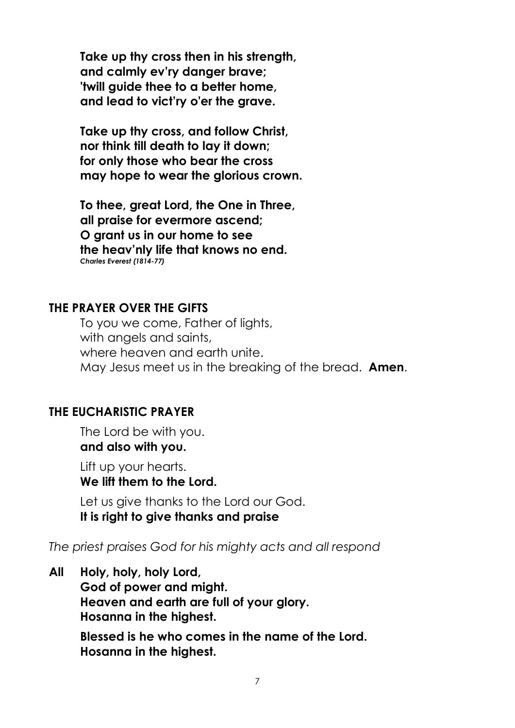**Take up thy cross then in his strength,**
**and calmly ev'ry danger brave;**
**'twill guide thee to a better home,**
**and lead to vict'ry o'er the grave.**

**Take up thy cross, and follow Christ,**
**nor think till death to lay it down;**
**for only those who bear the cross**
**may hope to wear the glorious crown.**

**To thee, great Lord, the One in Three,**
**all praise for evermore ascend;**
**O grant us in our home to see**
**the heav'nly life that knows no end.**
***Charles Everest (1814-77)***

## THE PRAYER OVER THE GIFTS

To you we come, Father of lights,
with angels and saints,
where heaven and earth unite.
May Jesus meet us in the breaking of the bread. **Amen**.

## THE EUCHARISTIC PRAYER

The Lord be with you.
**and also with you.**

Lift up your hearts.
**We lift them to the Lord.**

Let us give thanks to the Lord our God.
**It is right to give thanks and praise**

*The priest praises God for his mighty acts and all respond*

**All Holy, holy, holy Lord,**
**God of power and might.**
**Heaven and earth are full of your glory.**
**Hosanna in the highest.**

**Blessed is he who comes in the name of the Lord.**
**Hosanna in the highest.**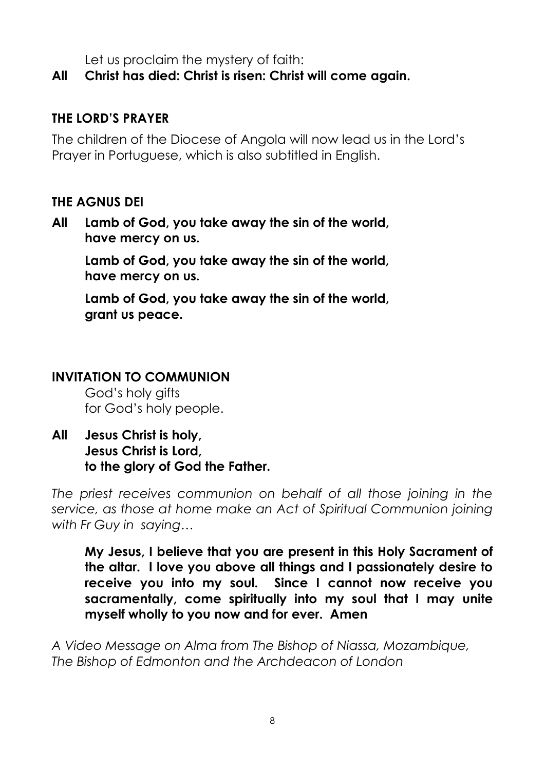Let us proclaim the mystery of faith:

**All Christ has died: Christ is risen: Christ will come again.**

## THE LORD'S PRAYER

The children of the Diocese of Angola will now lead us in the Lord's Prayer in Portuguese, which is also subtitled in English.

## THE AGNUS DEI

**All Lamb of God, you take away the sin of the world,
have mercy on us.**

**Lamb of God, you take away the sin of the world,
have mercy on us.**

**Lamb of God, you take away the sin of the world,
grant us peace.**

## INVITATION TO COMMUNION

God's holy gifts
for God's holy people.

**All Jesus Christ is holy,
Jesus Christ is Lord,
to the glory of God the Father.**

*The priest receives communion on behalf of all those joining in the service, as those at home make an Act of Spiritual Communion joining with Fr Guy in saying…*

**My Jesus, I believe that you are present in this Holy Sacrament of the altar. I love you above all things and I passionately desire to receive you into my soul. Since I cannot now receive you sacramentally, come spiritually into my soul that I may unite myself wholly to you now and for ever. Amen**

*A Video Message on Alma from The Bishop of Niassa, Mozambique, The Bishop of Edmonton and the Archdeacon of London*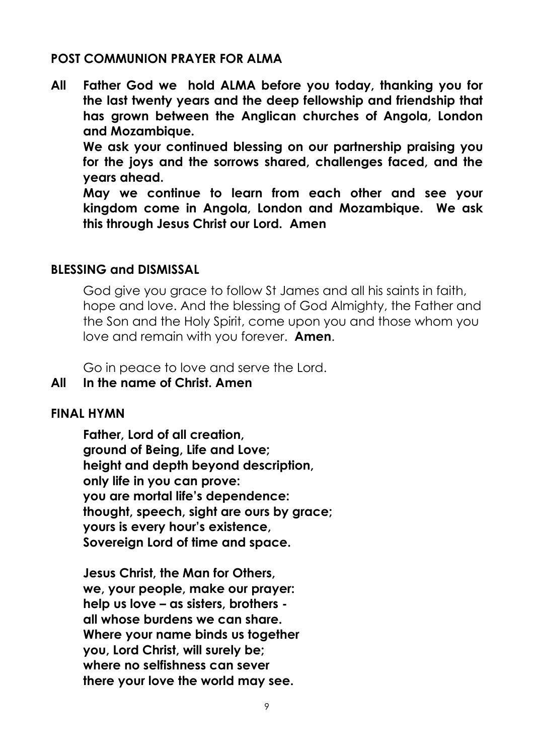## POST COMMUNION PRAYER FOR ALMA

**All** **Father God we hold ALMA before you today, thanking you for the last twenty years and the deep fellowship and friendship that has grown between the Anglican churches of Angola, London and Mozambique.**

**We ask your continued blessing on our partnership praising you for the joys and the sorrows shared, challenges faced, and the years ahead.**

**May we continue to learn from each other and see your kingdom come in Angola, London and Mozambique. We ask this through Jesus Christ our Lord. Amen**

## BLESSING and DISMISSAL

God give you grace to follow St James and all his saints in faith, hope and love. And the blessing of God Almighty, the Father and the Son and the Holy Spirit, come upon you and those whom you love and remain with you forever. **Amen**.

Go in peace to love and serve the Lord.

**All** **In the name of Christ. Amen**

## FINAL HYMN

**Father, Lord of all creation,**
**ground of Being, Life and Love;**
**height and depth beyond description,**
**only life in you can prove:**
**you are mortal life's dependence:**
**thought, speech, sight are ours by grace;**
**yours is every hour's existence,**
**Sovereign Lord of time and space.**

**Jesus Christ, the Man for Others,**
**we, your people, make our prayer:**
**help us love – as sisters, brothers -**
**all whose burdens we can share.**
**Where your name binds us together**
**you, Lord Christ, will surely be;**
**where no selfishness can sever**
**there your love the world may see.**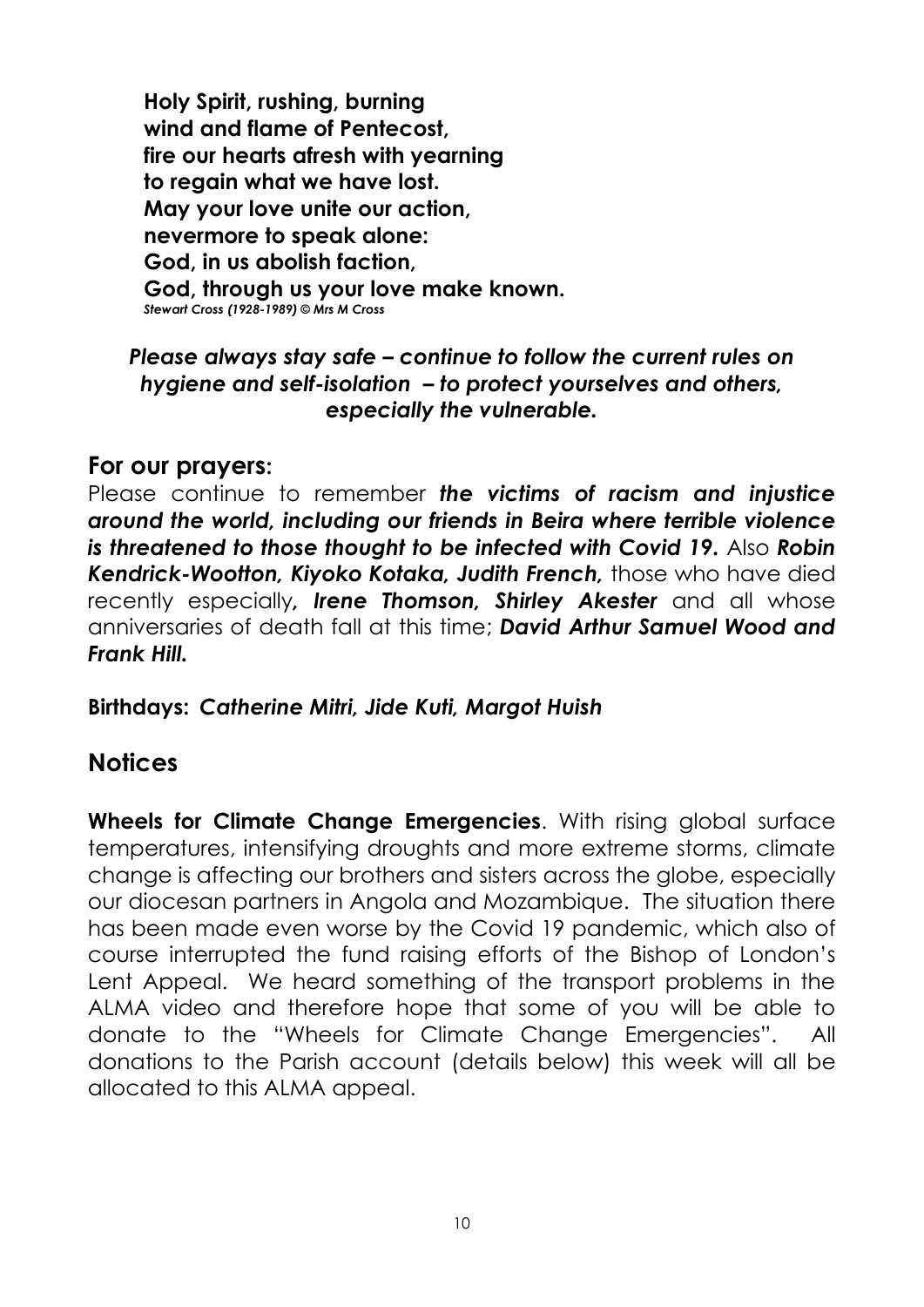**Holy Spirit, rushing, burning**
**wind and flame of Pentecost,**
**fire our hearts afresh with yearning**
**to regain what we have lost.**
**May your love unite our action,**
**nevermore to speak alone:**
**God, in us abolish faction,**
**God, through us your love make known.**
*Stewart Cross (1928-1989) © Mrs M Cross*

***Please always stay safe – continue to follow the current rules on hygiene and self-isolation – to protect yourselves and others, especially the vulnerable.***

## For our prayers:

Please continue to remember ***the victims of racism and injustice around the world, including our friends in Beira where terrible violence is threatened to those thought to be infected with Covid 19.*** Also ***Robin Kendrick-Wootton, Kiyoko Kotaka, Judith French,*** those who have died recently especially***, Irene Thomson, Shirley Akester*** and all whose anniversaries of death fall at this time; ***David Arthur Samuel Wood and Frank Hill.***

**Birthdays:** ***Catherine Mitri, Jide Kuti, Margot Huish***

## Notices

**Wheels for Climate Change Emergencies**. With rising global surface temperatures, intensifying droughts and more extreme storms, climate change is affecting our brothers and sisters across the globe, especially our diocesan partners in Angola and Mozambique. The situation there has been made even worse by the Covid 19 pandemic, which also of course interrupted the fund raising efforts of the Bishop of London's Lent Appeal. We heard something of the transport problems in the ALMA video and therefore hope that some of you will be able to donate to the "Wheels for Climate Change Emergencies". All donations to the Parish account (details below) this week will all be allocated to this ALMA appeal.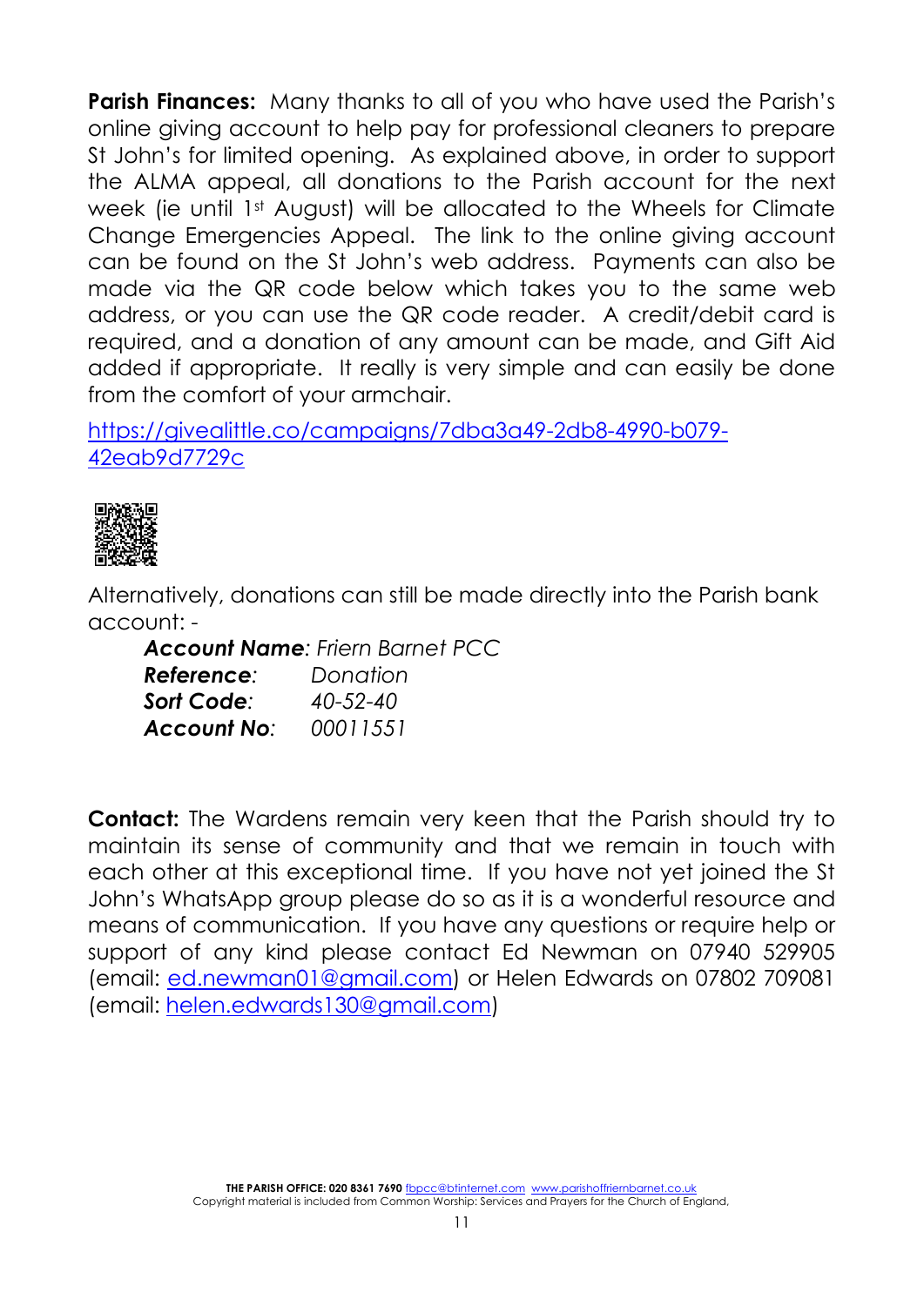**Parish Finances:** Many thanks to all of you who have used the Parish's online giving account to help pay for professional cleaners to prepare St John's for limited opening. As explained above, in order to support the ALMA appeal, all donations to the Parish account for the next week (ie until 1st August) will be allocated to the Wheels for Climate Change Emergencies Appeal. The link to the online giving account can be found on the St John's web address. Payments can also be made via the QR code below which takes you to the same web address, or you can use the QR code reader. A credit/debit card is required, and a donation of any amount can be made, and Gift Aid added if appropriate. It really is very simple and can easily be done from the comfort of your armchair.

https://givealittle.co/campaigns/7dba3a49-2db8-4990-b079-42eab9d7729c

Alternatively, donations can still be made directly into the Parish bank account: -

***Account Name**: Friern Barnet PCC*
***Reference**: Donation*
***Sort Code**: 40-52-40*
***Account No**: 00011551*

**Contact:** The Wardens remain very keen that the Parish should try to maintain its sense of community and that we remain in touch with each other at this exceptional time. If you have not yet joined the St John's WhatsApp group please do so as it is a wonderful resource and means of communication. If you have any questions or require help or support of any kind please contact Ed Newman on 07940 529905 (email: ed.newman01@gmail.com) or Helen Edwards on 07802 709081 (email: helen.edwards130@gmail.com)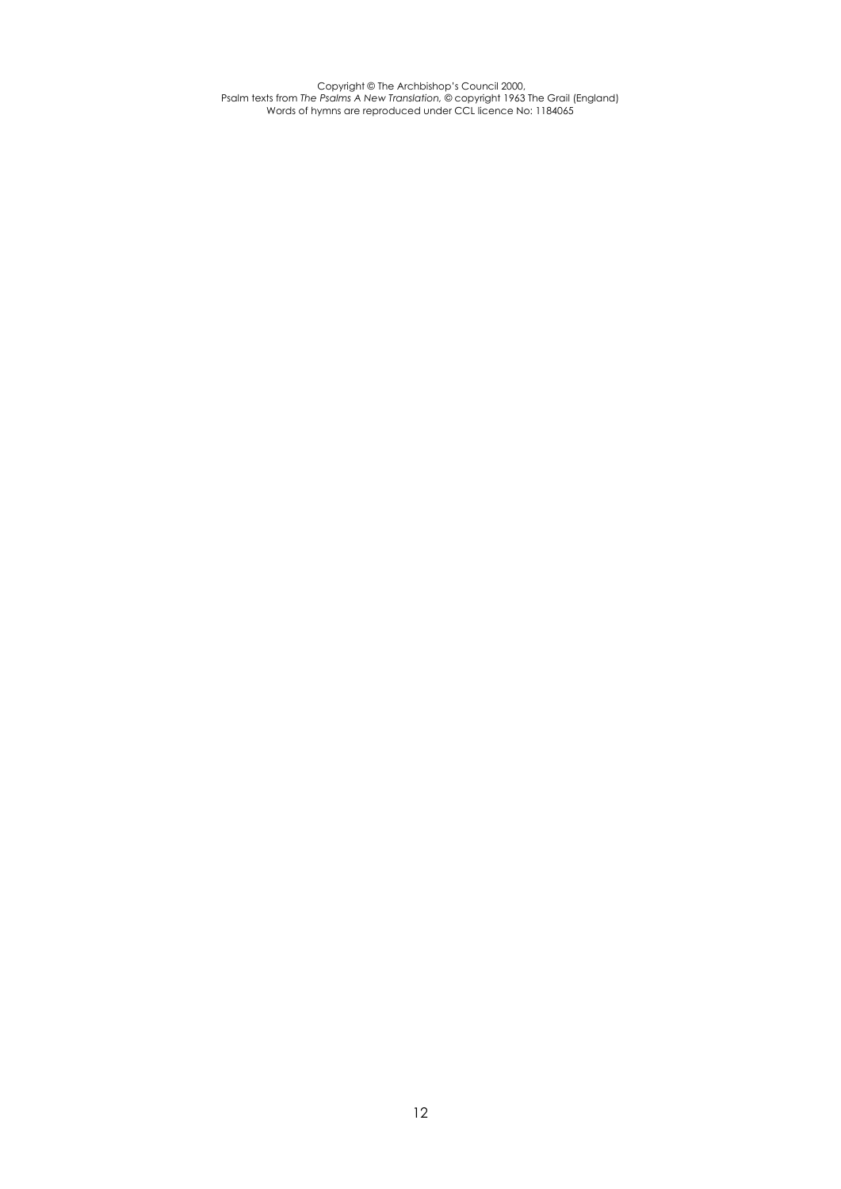Copyright © The Archbishop's Council 2000,
Psalm texts from *The Psalms A New Translation,* © copyright 1963 The Grail (England)
Words of hymns are reproduced under CCL licence No: 1184065